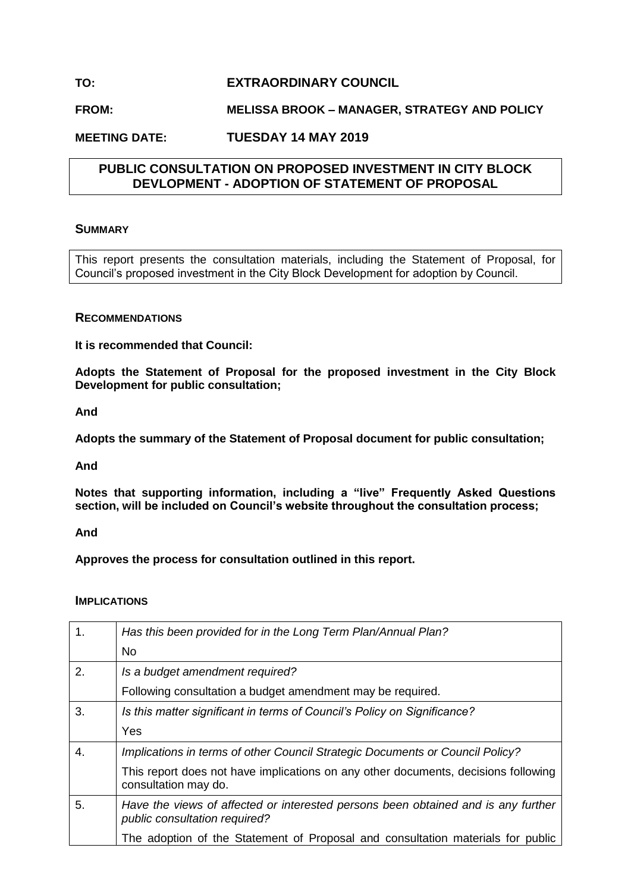**TO:** **EXTRAORDINARY COUNCIL**

**FROM:** **MELISSA BROOK – MANAGER, STRATEGY AND POLICY**

**MEETING DATE:** **TUESDAY 14 MAY 2019**

## PUBLIC CONSULTATION ON PROPOSED INVESTMENT IN CITY BLOCK DEVLOPMENT - ADOPTION OF STATEMENT OF PROPOSAL

### SUMMARY

This report presents the consultation materials, including the Statement of Proposal, for Council's proposed investment in the City Block Development for adoption by Council.

### RECOMMENDATIONS

**It is recommended that Council:**

**Adopts the Statement of Proposal for the proposed investment in the City Block Development for public consultation;**

**And**

**Adopts the summary of the Statement of Proposal document for public consultation;**

**And**

**Notes that supporting information, including a "live" Frequently Asked Questions section, will be included on Council's website throughout the consultation process;**

**And**

**Approves the process for consultation outlined in this report.**

### IMPLICATIONS

| | |
|---|---|
| 1. | *Has this been provided for in the Long Term Plan/Annual Plan?*<br>No |
| 2. | *Is a budget amendment required?*<br>Following consultation a budget amendment may be required. |
| 3. | *Is this matter significant in terms of Council's Policy on Significance?*<br>Yes |
| 4. | *Implications in terms of other Council Strategic Documents or Council Policy?*<br>This report does not have implications on any other documents, decisions following consultation may do. |
| 5. | *Have the views of affected or interested persons been obtained and is any further public consultation required?*<br>The adoption of the Statement of Proposal and consultation materials for public |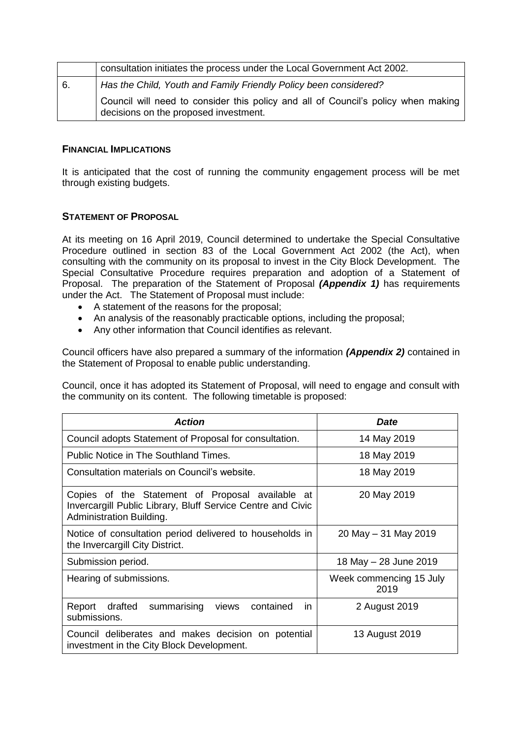|  | consultation initiates the process under the Local Government Act 2002. |
| --- | --- |
| 6. | *Has the Child, Youth and Family Friendly Policy been considered?*<br><br>Council will need to consider this policy and all of Council's policy when making decisions on the proposed investment. |

## FINANCIAL IMPLICATIONS

It is anticipated that the cost of running the community engagement process will be met through existing budgets.

## STATEMENT OF PROPOSAL

At its meeting on 16 April 2019, Council determined to undertake the Special Consultative Procedure outlined in section 83 of the Local Government Act 2002 (the Act), when consulting with the community on its proposal to invest in the City Block Development. The Special Consultative Procedure requires preparation and adoption of a Statement of Proposal. The preparation of the Statement of Proposal ***(Appendix 1)*** has requirements under the Act. The Statement of Proposal must include:

- A statement of the reasons for the proposal;
- An analysis of the reasonably practicable options, including the proposal;
- Any other information that Council identifies as relevant.

Council officers have also prepared a summary of the information ***(Appendix 2)*** contained in the Statement of Proposal to enable public understanding.

Council, once it has adopted its Statement of Proposal, will need to engage and consult with the community on its content. The following timetable is proposed:

| *Action* | *Date* |
| --- | --- |
| Council adopts Statement of Proposal for consultation. | 14 May 2019 |
| Public Notice in The Southland Times. | 18 May 2019 |
| Consultation materials on Council's website. | 18 May 2019 |
| Copies of the Statement of Proposal available at Invercargill Public Library, Bluff Service Centre and Civic Administration Building. | 20 May 2019 |
| Notice of consultation period delivered to households in the Invercargill City District. | 20 May – 31 May 2019 |
| Submission period. | 18 May – 28 June 2019 |
| Hearing of submissions. | Week commencing 15 July 2019 |
| Report drafted summarising views contained in submissions. | 2 August 2019 |
| Council deliberates and makes decision on potential investment in the City Block Development. | 13 August 2019 |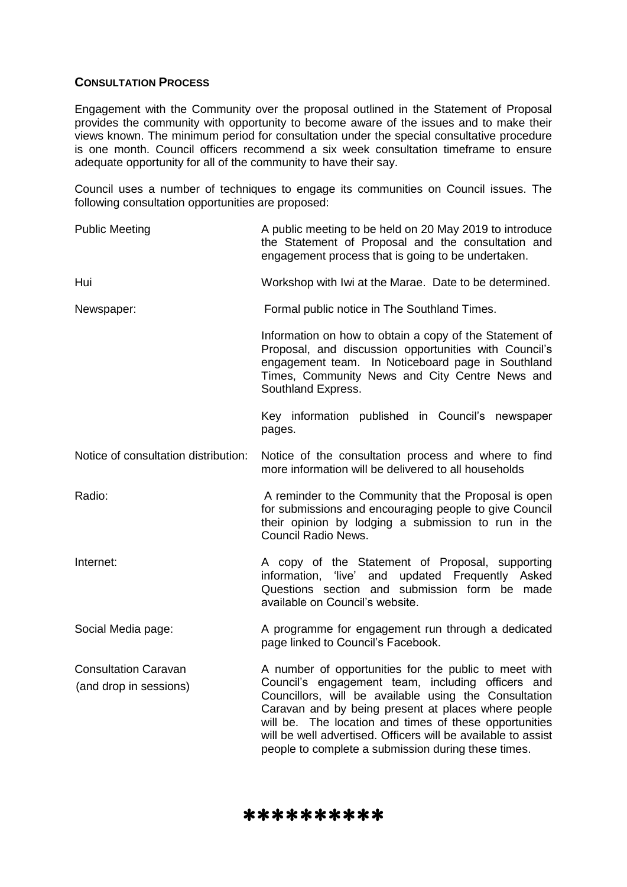**CONSULTATION PROCESS**

Engagement with the Community over the proposal outlined in the Statement of Proposal provides the community with opportunity to become aware of the issues and to make their views known. The minimum period for consultation under the special consultative procedure is one month. Council officers recommend a six week consultation timeframe to ensure adequate opportunity for all of the community to have their say.

Council uses a number of techniques to engage its communities on Council issues. The following consultation opportunities are proposed:

| | |
|---|---|
| Public Meeting | A public meeting to be held on 20 May 2019 to introduce the Statement of Proposal and the consultation and engagement process that is going to be undertaken. |
| Hui | Workshop with Iwi at the Marae. Date to be determined. |
| Newspaper: | Formal public notice in The Southland Times.<br><br>Information on how to obtain a copy of the Statement of Proposal, and discussion opportunities with Council's engagement team. In Noticeboard page in Southland Times, Community News and City Centre News and Southland Express.<br><br>Key information published in Council's newspaper pages. |
| Notice of consultation distribution: | Notice of the consultation process and where to find more information will be delivered to all households |
| Radio: | A reminder to the Community that the Proposal is open for submissions and encouraging people to give Council their opinion by lodging a submission to run in the Council Radio News. |
| Internet: | A copy of the Statement of Proposal, supporting information, 'live' and updated Frequently Asked Questions section and submission form be made available on Council's website. |
| Social Media page: | A programme for engagement run through a dedicated page linked to Council's Facebook. |
| Consultation Caravan (and drop in sessions) | A number of opportunities for the public to meet with Council's engagement team, including officers and Councillors, will be available using the Consultation Caravan and by being present at places where people will be. The location and times of these opportunities will be well advertised. Officers will be available to assist people to complete a submission during these times. |

**********